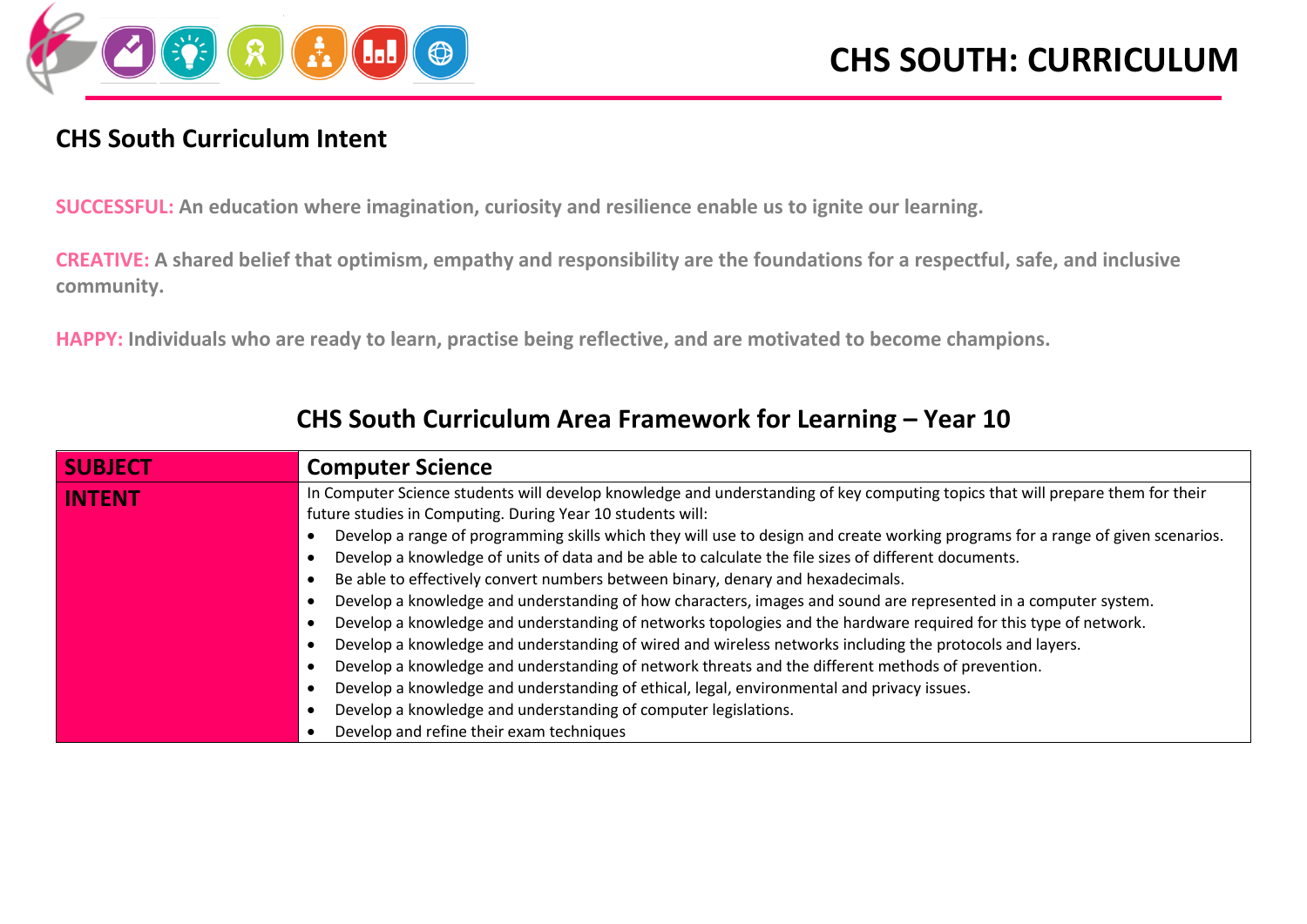# CHS SOUTH: CURRICULUM

## CHS South Curriculum Intent

**SUCCESSFUL:** An education where imagination, curiosity and resilience enable us to ignite our learning.

**CREATIVE:** A shared belief that optimism, empathy and responsibility are the foundations for a respectful, safe, and inclusive community.

**HAPPY:** Individuals who are ready to learn, practise being reflective, and are motivated to become champions.

## CHS South Curriculum Area Framework for Learning – Year 10

| SUBJECT | Computer Science |
| --- | --- |
| INTENT | In Computer Science students will develop knowledge and understanding of key computing topics that will prepare them for their future studies in Computing. During Year 10 students will:<br>• Develop a range of programming skills which they will use to design and create working programs for a range of given scenarios.<br>• Develop a knowledge of units of data and be able to calculate the file sizes of different documents.<br>• Be able to effectively convert numbers between binary, denary and hexadecimals.<br>• Develop a knowledge and understanding of how characters, images and sound are represented in a computer system.<br>• Develop a knowledge and understanding of networks topologies and the hardware required for this type of network.<br>• Develop a knowledge and understanding of wired and wireless networks including the protocols and layers.<br>• Develop a knowledge and understanding of network threats and the different methods of prevention.<br>• Develop a knowledge and understanding of ethical, legal, environmental and privacy issues.<br>• Develop a knowledge and understanding of computer legislations.<br>• Develop and refine their exam techniques |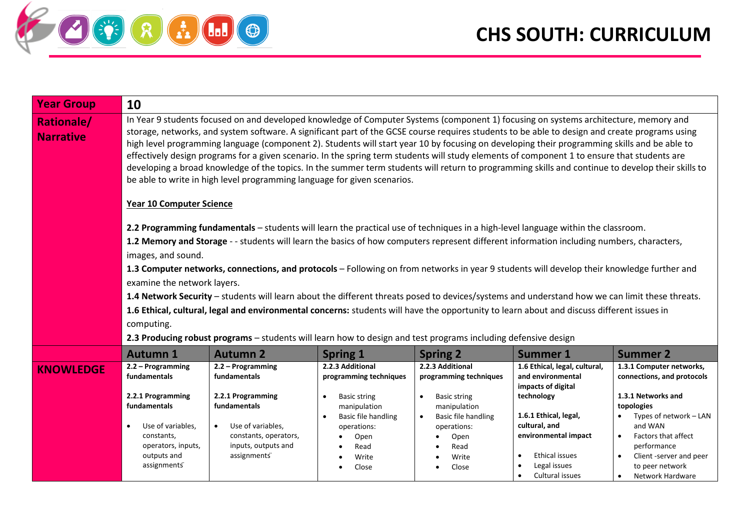# CHS SOUTH: CURRICULUM

| Year Group | 10 | | | | | |
|---|---|---|---|---|---|---|
| Rationale/ Narrative | In Year 9 students focused on and developed knowledge of Computer Systems (component 1) focusing on systems architecture, memory and storage, networks, and system software. A significant part of the GCSE course requires students to be able to design and create programs using high level programming language (component 2). Students will start year 10 by focusing on developing their programming skills and be able to effectively design programs for a given scenario. In the spring term students will study elements of component 1 to ensure that students are developing a broad knowledge of the topics. In the summer term students will return to programming skills and continue to develop their skills to be able to write in high level programming language for given scenarios.<br><br>Year 10 Computer Science<br><br>**2.2 Programming fundamentals** – students will learn the practical use of techniques in a high-level language within the classroom.<br>**1.2 Memory and Storage** - - students will learn the basics of how computers represent different information including numbers, characters, images, and sound.<br>**1.3 Computer networks, connections, and protocols** – Following on from networks in year 9 students will develop their knowledge further and examine the network layers.<br>**1.4 Network Security** – students will learn about the different threats posed to devices/systems and understand how we can limit these threats.<br>**1.6 Ethical, cultural, legal and environmental concerns:** students will have the opportunity to learn about and discuss different issues in computing.<br>**2.3 Producing robust programs** – students will learn how to design and test programs including defensive design | | | | | |
| | **Autumn 1** | **Autumn 2** | **Spring 1** | **Spring 2** | **Summer 1** | **Summer 2** |
| **KNOWLEDGE** | **2.2 – Programming fundamentals**<br><br>**2.2.1 Programming fundamentals**<br><br>• Use of variables, constants, operators, inputs, outputs and assignments | **2.2 – Programming fundamentals**<br><br>**2.2.1 Programming fundamentals**<br><br>• Use of variables, constants, operators, inputs, outputs and assignments | **2.2.3 Additional programming techniques**<br><br>• Basic string manipulation<br>• Basic file handling operations:<br>  ◦ Open<br>  ◦ Read<br>  ◦ Write<br>  ◦ Close | **2.2.3 Additional programming techniques**<br><br>• Basic string manipulation<br>• Basic file handling operations:<br>  ◦ Open<br>  ◦ Read<br>  ◦ Write<br>  ◦ Close | **1.6 Ethical, legal, cultural, and environmental impacts of digital technology**<br><br>**1.6.1 Ethical, legal, cultural, and environmental impact**<br><br>• Ethical issues<br>• Legal issues<br>• Cultural issues | **1.3.1 Computer networks, connections, and protocols**<br><br>**1.3.1 Networks and topologies**<br>• Types of network – LAN and WAN<br>• Factors that affect performance<br>• Client -server and peer to peer network<br>• Network Hardware |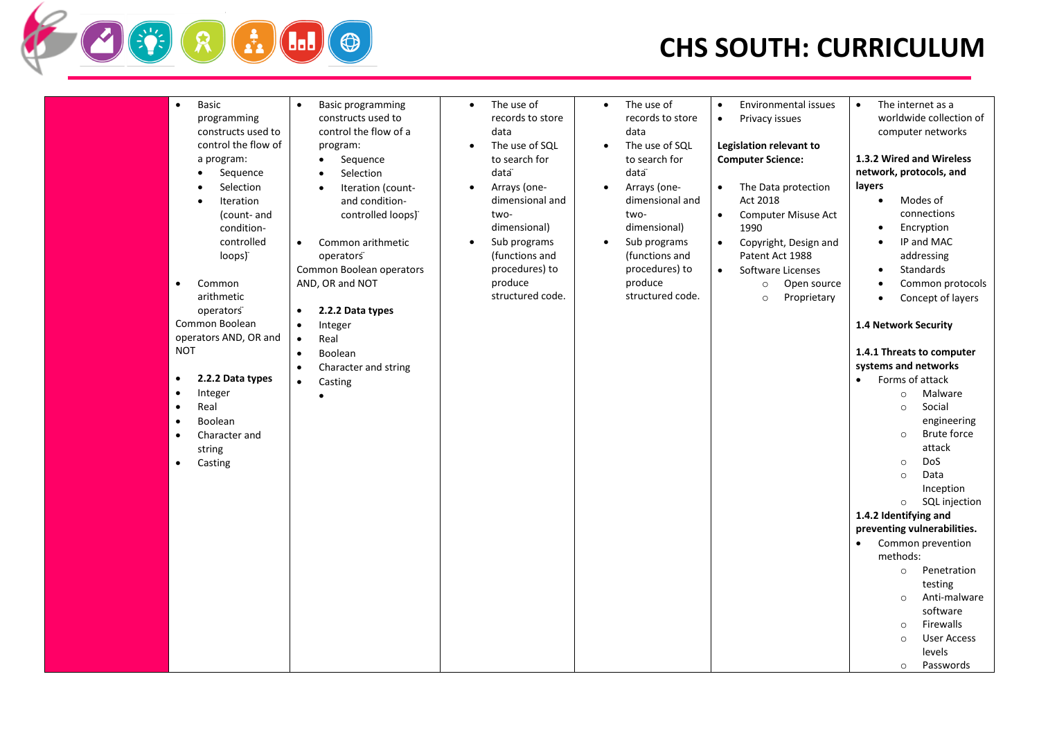# CHS SOUTH: CURRICULUM

| | | | | | | |
|---|---|---|---|---|---|---|
| | • Basic programming constructs used to control the flow of a program:<br>• Sequence<br>• Selection<br>• Iteration (count- and condition-controlled loops)<br><br>• Common arithmetic operators<br>Common Boolean operators AND, OR and NOT<br><br>• **2.2.2 Data types**<br>• Integer<br>• Real<br>• Boolean<br>• Character and string<br>• Casting | • Basic programming constructs used to control the flow of a program:<br>• Sequence<br>• Selection<br>• Iteration (count- and condition-controlled loops)<br><br>• Common arithmetic operators<br>Common Boolean operators AND, OR and NOT<br><br>• **2.2.2 Data types**<br>• Integer<br>• Real<br>• Boolean<br>• Character and string<br>• Casting<br>• | • The use of records to store data<br>• The use of SQL to search for data<br>• Arrays (one-dimensional and two-dimensional)<br>• Sub programs (functions and procedures) to produce structured code. | • The use of records to store data<br>• The use of SQL to search for data<br>• Arrays (one-dimensional and two-dimensional)<br>• Sub programs (functions and procedures) to produce structured code. | • Environmental issues<br>• Privacy issues<br><br>**Legislation relevant to Computer Science:**<br><br>• The Data protection Act 2018<br>• Computer Misuse Act 1990<br>• Copyright, Design and Patent Act 1988<br>• Software Licenses<br>o Open source<br>o Proprietary | • The internet as a worldwide collection of computer networks<br><br>**1.3.2 Wired and Wireless network, protocols, and layers**<br>• Modes of connections<br>• Encryption<br>• IP and MAC addressing<br>• Standards<br>• Common protocols<br>• Concept of layers<br><br>**1.4 Network Security**<br><br>**1.4.1 Threats to computer systems and networks**<br>• Forms of attack<br>o Malware<br>o Social engineering<br>o Brute force attack<br>o DoS<br>o Data Inception<br>o SQL injection<br>**1.4.2 Identifying and preventing vulnerabilities.**<br>• Common prevention methods:<br>o Penetration testing<br>o Anti-malware software<br>o Firewalls<br>o User Access levels<br>o Passwords |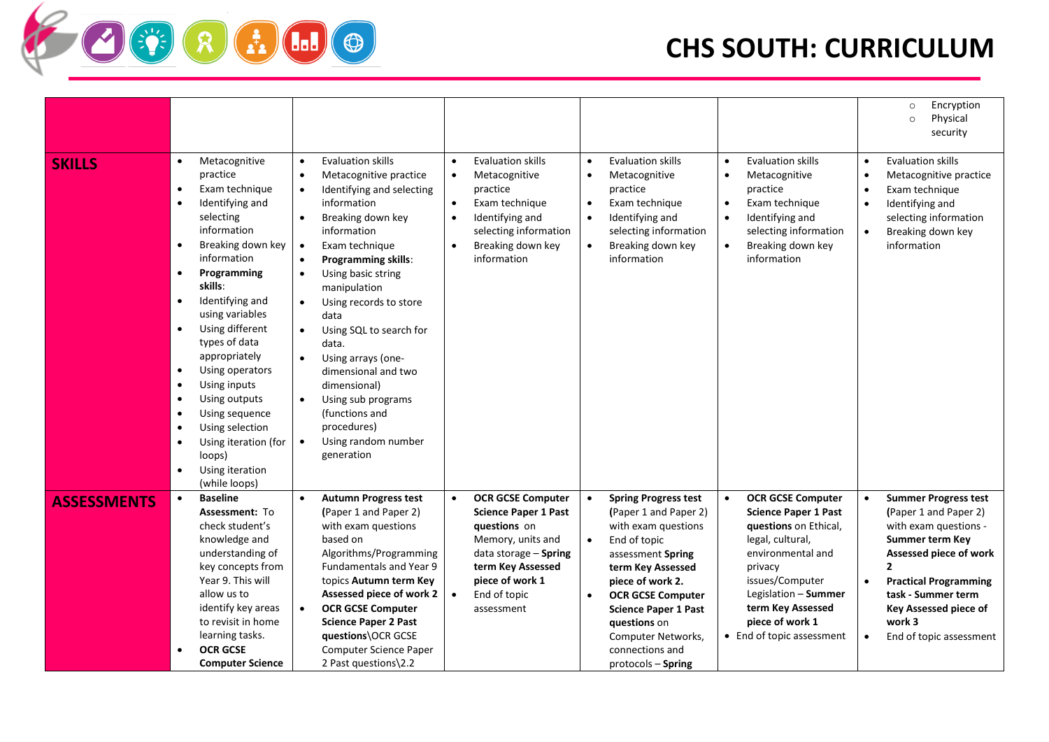# CHS SOUTH: CURRICULUM

| | | | | | | |
|---|---|---|---|---|---|---|
| | | | | | | ○ Encryption<br>○ Physical security |
| **SKILLS** | • Metacognitive practice<br>• Exam technique<br>• Identifying and selecting information<br>• Breaking down key information<br>• **Programming skills**:<br>• Identifying and using variables<br>• Using different types of data appropriately<br>• Using operators<br>• Using inputs<br>• Using outputs<br>• Using sequence<br>• Using selection<br>• Using iteration (for loops)<br>• Using iteration (while loops) | • Evaluation skills<br>• Metacognitive practice<br>• Identifying and selecting information<br>• Breaking down key information<br>• Exam technique<br>• **Programming skills**:<br>• Using basic string manipulation<br>• Using records to store data<br>• Using SQL to search for data.<br>• Using arrays (one-dimensional and two dimensional)<br>• Using sub programs (functions and procedures)<br>• Using random number generation | • Evaluation skills<br>• Metacognitive practice<br>• Exam technique<br>• Identifying and selecting information<br>• Breaking down key information | • Evaluation skills<br>• Metacognitive practice<br>• Exam technique<br>• Identifying and selecting information<br>• Breaking down key information | • Evaluation skills<br>• Metacognitive practice<br>• Exam technique<br>• Identifying and selecting information<br>• Breaking down key information | • Evaluation skills<br>• Metacognitive practice<br>• Exam technique<br>• Identifying and selecting information<br>• Breaking down key information |
| **ASSESSMENTS** | • **Baseline Assessment:** To check student's knowledge and understanding of key concepts from Year 9. This will allow us to identify key areas to revisit in home learning tasks.<br>• **OCR GCSE Computer Science** | • **Autumn Progress test (**Paper 1 and Paper 2) with exam questions based on Algorithms/Programming Fundamentals and Year 9 topics **Autumn term Key Assessed piece of work 2**<br>• **OCR GCSE Computer Science Paper 2 Past questions**\OCR GCSE Computer Science Paper 2 Past questions\2.2 | • **OCR GCSE Computer Science Paper 1 Past questions** on Memory, units and data storage – **Spring term Key Assessed piece of work 1**<br>• End of topic assessment | • **Spring Progress test (**Paper 1 and Paper 2) with exam questions<br>• End of topic assessment **Spring term Key Assessed piece of work 2.**<br>• **OCR GCSE Computer Science Paper 1 Past questions** on Computer Networks, connections and protocols – **Spring** | • **OCR GCSE Computer Science Paper 1 Past questions** on Ethical, legal, cultural, environmental and privacy issues/Computer Legislation – **Summer term Key Assessed piece of work 1**<br>• End of topic assessment | • **Summer Progress test (**Paper 1 and Paper 2) with exam questions - **Summer term Key Assessed piece of work 2**<br>• **Practical Programming task - Summer term Key Assessed piece of work 3**<br>• End of topic assessment |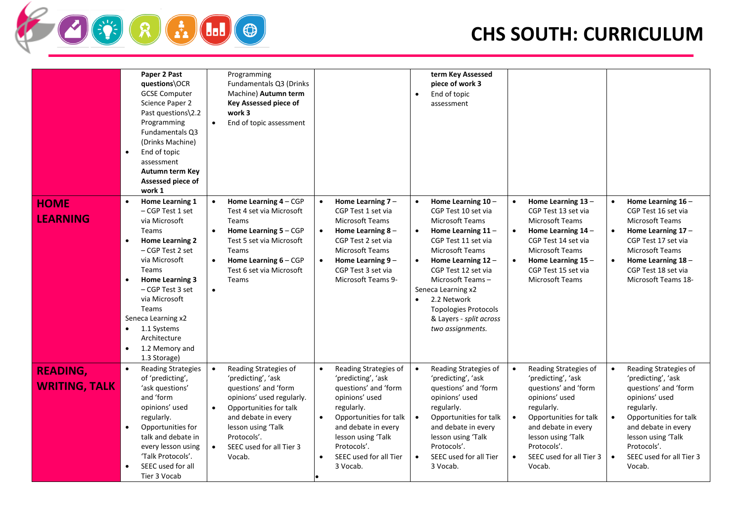# CHS SOUTH: CURRICULUM

| | | | | | | |
|---|---|---|---|---|---|---|
| | **Paper 2 Past questions**\OCR GCSE Computer Science Paper 2 Past questions\2.2 Programming Fundamentals Q3 (Drinks Machine)<br>• End of topic assessment **Autumn term Key Assessed piece of work 1** | Programming Fundamentals Q3 (Drinks Machine) **Autumn term Key Assessed piece of work 3**<br>• End of topic assessment | | **term Key Assessed piece of work 3**<br>• End of topic assessment | | |
| **HOME LEARNING** | • **Home Learning 1** – CGP Test 1 set via Microsoft Teams<br>• **Home Learning 2** – CGP Test 2 set via Microsoft Teams<br>• **Home Learning 3** – CGP Test 3 set via Microsoft Teams<br>Seneca Learning x2<br>• 1.1 Systems Architecture<br>• 1.2 Memory and 1.3 Storage) | • **Home Learning 4** – CGP Test 4 set via Microsoft Teams<br>• **Home Learning 5** – CGP Test 5 set via Microsoft Teams<br>• **Home Learning 6** – CGP Test 6 set via Microsoft Teams<br>• | • **Home Learning 7** – CGP Test 1 set via Microsoft Teams<br>• **Home Learning 8** – CGP Test 2 set via Microsoft Teams<br>• **Home Learning 9** – CGP Test 3 set via Microsoft Teams 9- | • **Home Learning 10** – CGP Test 10 set via Microsoft Teams<br>• **Home Learning 11** – CGP Test 11 set via Microsoft Teams<br>• **Home Learning 12** – CGP Test 12 set via Microsoft Teams –<br>Seneca Learning x2<br>• 2.2 Network Topologies Protocols & Layers - *split across two assignments.* | • **Home Learning 13** – CGP Test 13 set via Microsoft Teams<br>• **Home Learning 14** – CGP Test 14 set via Microsoft Teams<br>• **Home Learning 15** – CGP Test 15 set via Microsoft Teams | • **Home Learning 16** – CGP Test 16 set via Microsoft Teams<br>• **Home Learning 17** – CGP Test 17 set via Microsoft Teams<br>• **Home Learning 18** – CGP Test 18 set via Microsoft Teams 18- |
| **READING, WRITING, TALK** | • Reading Strategies of 'predicting', 'ask questions' and 'form opinions' used regularly.<br>• Opportunities for talk and debate in every lesson using 'Talk Protocols'.<br>• SEEC used for all Tier 3 Vocab | • Reading Strategies of 'predicting', 'ask questions' and 'form opinions' used regularly.<br>• Opportunities for talk and debate in every lesson using 'Talk Protocols'.<br>• SEEC used for all Tier 3 Vocab. | • Reading Strategies of 'predicting', 'ask questions' and 'form opinions' used regularly.<br>• Opportunities for talk and debate in every lesson using 'Talk Protocols'.<br>• SEEC used for all Tier 3 Vocab.<br>• | • Reading Strategies of 'predicting', 'ask questions' and 'form opinions' used regularly.<br>• Opportunities for talk and debate in every lesson using 'Talk Protocols'.<br>• SEEC used for all Tier 3 Vocab. | • Reading Strategies of 'predicting', 'ask questions' and 'form opinions' used regularly.<br>• Opportunities for talk and debate in every lesson using 'Talk Protocols'.<br>• SEEC used for all Tier 3 Vocab. | • Reading Strategies of 'predicting', 'ask questions' and 'form opinions' used regularly.<br>• Opportunities for talk and debate in every lesson using 'Talk Protocols'.<br>• SEEC used for all Tier 3 Vocab. |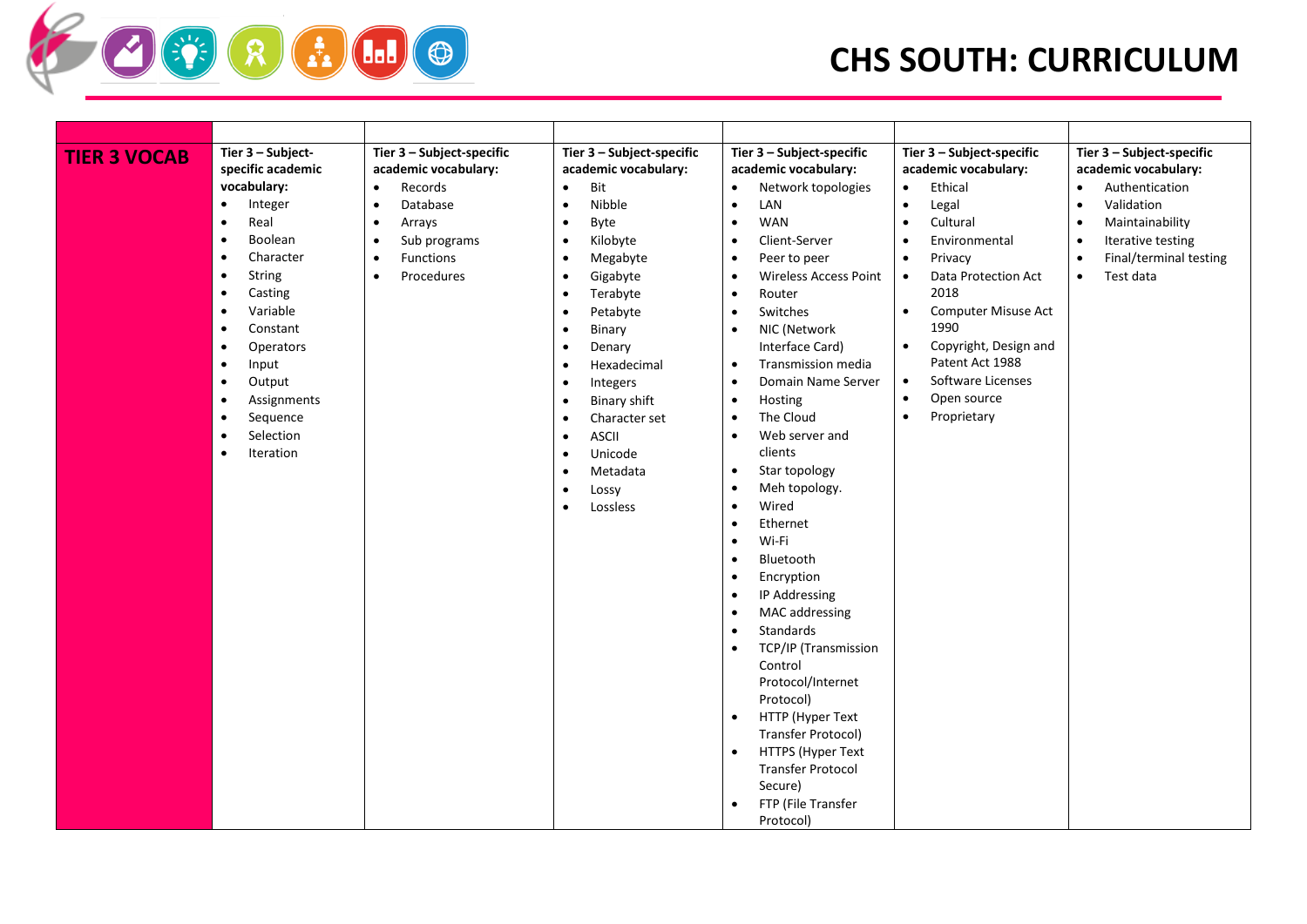# CHS SOUTH: CURRICULUM

| TIER 3 VOCAB | Tier 3 – Subject-specific academic vocabulary:<br>• Integer<br>• Real<br>• Boolean<br>• Character<br>• String<br>• Casting<br>• Variable<br>• Constant<br>• Operators<br>• Input<br>• Output<br>• Assignments<br>• Sequence<br>• Selection<br>• Iteration | Tier 3 – Subject-specific academic vocabulary:<br>• Records<br>• Database<br>• Arrays<br>• Sub programs<br>• Functions<br>• Procedures | Tier 3 – Subject-specific academic vocabulary:<br>• Bit<br>• Nibble<br>• Byte<br>• Kilobyte<br>• Megabyte<br>• Gigabyte<br>• Terabyte<br>• Petabyte<br>• Binary<br>• Denary<br>• Hexadecimal<br>• Integers<br>• Binary shift<br>• Character set<br>• ASCII<br>• Unicode<br>• Metadata<br>• Lossy<br>• Lossless | Tier 3 – Subject-specific academic vocabulary:<br>• Network topologies<br>• LAN<br>• WAN<br>• Client-Server<br>• Peer to peer<br>• Wireless Access Point<br>• Router<br>• Switches<br>• NIC (Network Interface Card)<br>• Transmission media<br>• Domain Name Server<br>• Hosting<br>• The Cloud<br>• Web server and clients<br>• Star topology<br>• Meh topology.<br>• Wired<br>• Ethernet<br>• Wi-Fi<br>• Bluetooth<br>• Encryption<br>• IP Addressing<br>• MAC addressing<br>• Standards<br>• TCP/IP (Transmission Control Protocol/Internet Protocol)<br>• HTTP (Hyper Text Transfer Protocol)<br>• HTTPS (Hyper Text Transfer Protocol Secure)<br>• FTP (File Transfer Protocol) | Tier 3 – Subject-specific academic vocabulary:<br>• Ethical<br>• Legal<br>• Cultural<br>• Environmental<br>• Privacy<br>• Data Protection Act 2018<br>• Computer Misuse Act 1990<br>• Copyright, Design and Patent Act 1988<br>• Software Licenses<br>• Open source<br>• Proprietary | Tier 3 – Subject-specific academic vocabulary:<br>• Authentication<br>• Validation<br>• Maintainability<br>• Iterative testing<br>• Final/terminal testing<br>• Test data |
|---|---|---|---|---|---|---|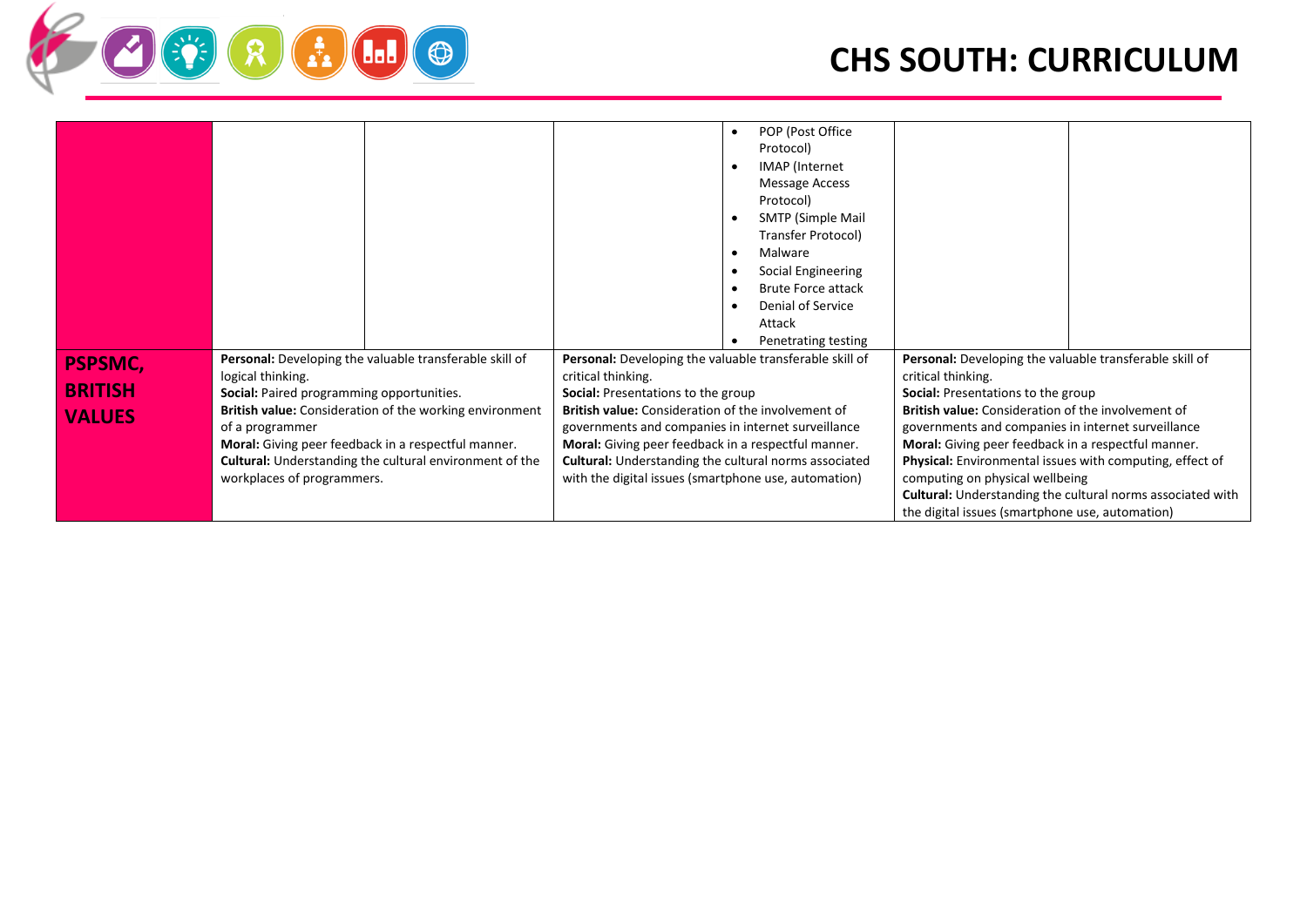| | | | | | | |
|---|---|---|---|---|---|---|
| | | | | • POP (Post Office Protocol)<br>• IMAP (Internet Message Access Protocol)<br>• SMTP (Simple Mail Transfer Protocol)<br>• Malware<br>• Social Engineering<br>• Brute Force attack<br>• Denial of Service Attack<br>• Penetrating testing | | |
| **PSPSMC, BRITISH VALUES** | **Personal:** Developing the valuable transferable skill of logical thinking.<br>**Social:** Paired programming opportunities.<br>**British value:** Consideration of the working environment of a programmer<br>**Moral:** Giving peer feedback in a respectful manner.<br>**Cultural:** Understanding the cultural environment of the workplaces of programmers. | | **Personal:** Developing the valuable transferable skill of critical thinking.<br>**Social:** Presentations to the group<br>**British value:** Consideration of the involvement of governments and companies in internet surveillance<br>**Moral:** Giving peer feedback in a respectful manner.<br>**Cultural:** Understanding the cultural norms associated with the digital issues (smartphone use, automation) | | **Personal:** Developing the valuable transferable skill of critical thinking.<br>**Social:** Presentations to the group<br>**British value:** Consideration of the involvement of governments and companies in internet surveillance<br>**Moral:** Giving peer feedback in a respectful manner.<br>**Physical:** Environmental issues with computing, effect of computing on physical wellbeing<br>**Cultural:** Understanding the cultural norms associated with the digital issues (smartphone use, automation) | |